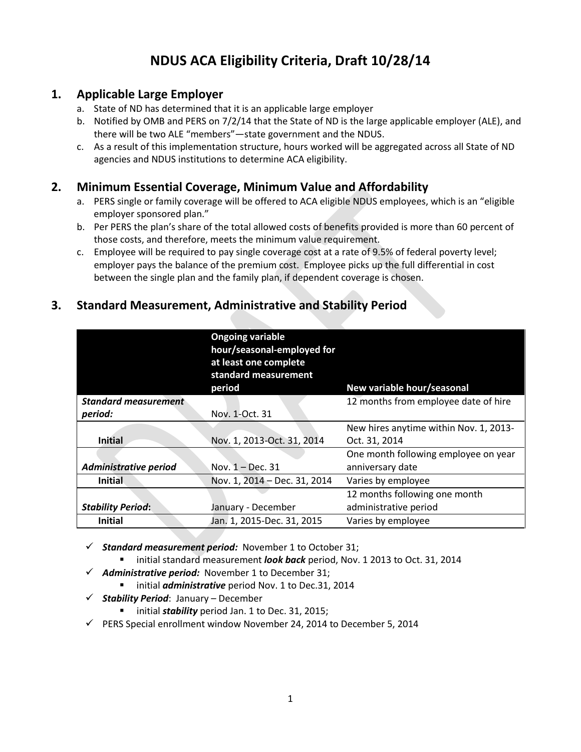# NDUS ACA Eligibility Criteria, Draft 10/28/14

## 1. Applicable Large Employer

a. State of ND has determined that it is an applicable large employer
b. Notified by OMB and PERS on 7/2/14 that the State of ND is the large applicable employer (ALE), and there will be two ALE "members"—state government and the NDUS.
c. As a result of this implementation structure, hours worked will be aggregated across all State of ND agencies and NDUS institutions to determine ACA eligibility.

## 2. Minimum Essential Coverage, Minimum Value and Affordability

a. PERS single or family coverage will be offered to ACA eligible NDUS employees, which is an "eligible employer sponsored plan."
b. Per PERS the plan's share of the total allowed costs of benefits provided is more than 60 percent of those costs, and therefore, meets the minimum value requirement.
c. Employee will be required to pay single coverage cost at a rate of 9.5% of federal poverty level; employer pays the balance of the premium cost. Employee picks up the full differential in cost between the single plan and the family plan, if dependent coverage is chosen.

## 3. Standard Measurement, Administrative and Stability Period

| | Ongoing variable hour/seasonal-employed for at least one complete standard measurement period | New variable hour/seasonal |
|---|---|---|
| ***Standard measurement period:*** | Nov. 1-Oct. 31 | 12 months from employee date of hire |
| **Initial** | Nov. 1, 2013-Oct. 31, 2014 | New hires anytime within Nov. 1, 2013-Oct. 31, 2014 |
| ***Administrative period*** | Nov. 1 – Dec. 31 | One month following employee on year anniversary date |
| **Initial** | Nov. 1, 2014 – Dec. 31, 2014 | Varies by employee |
| ***Stability Period*:** | January - December | 12 months following one month administrative period |
| **Initial** | Jan. 1, 2015-Dec. 31, 2015 | Varies by employee |

- ✓ ***Standard measurement period:*** November 1 to October 31;
  - initial standard measurement ***look back*** period, Nov. 1 2013 to Oct. 31, 2014
- ✓ ***Administrative period:*** November 1 to December 31;
  - initial ***administrative*** period Nov. 1 to Dec.31, 2014
- ✓ ***Stability Period***: January – December
  - initial ***stability*** period Jan. 1 to Dec. 31, 2015;
- ✓ PERS Special enrollment window November 24, 2014 to December 5, 2014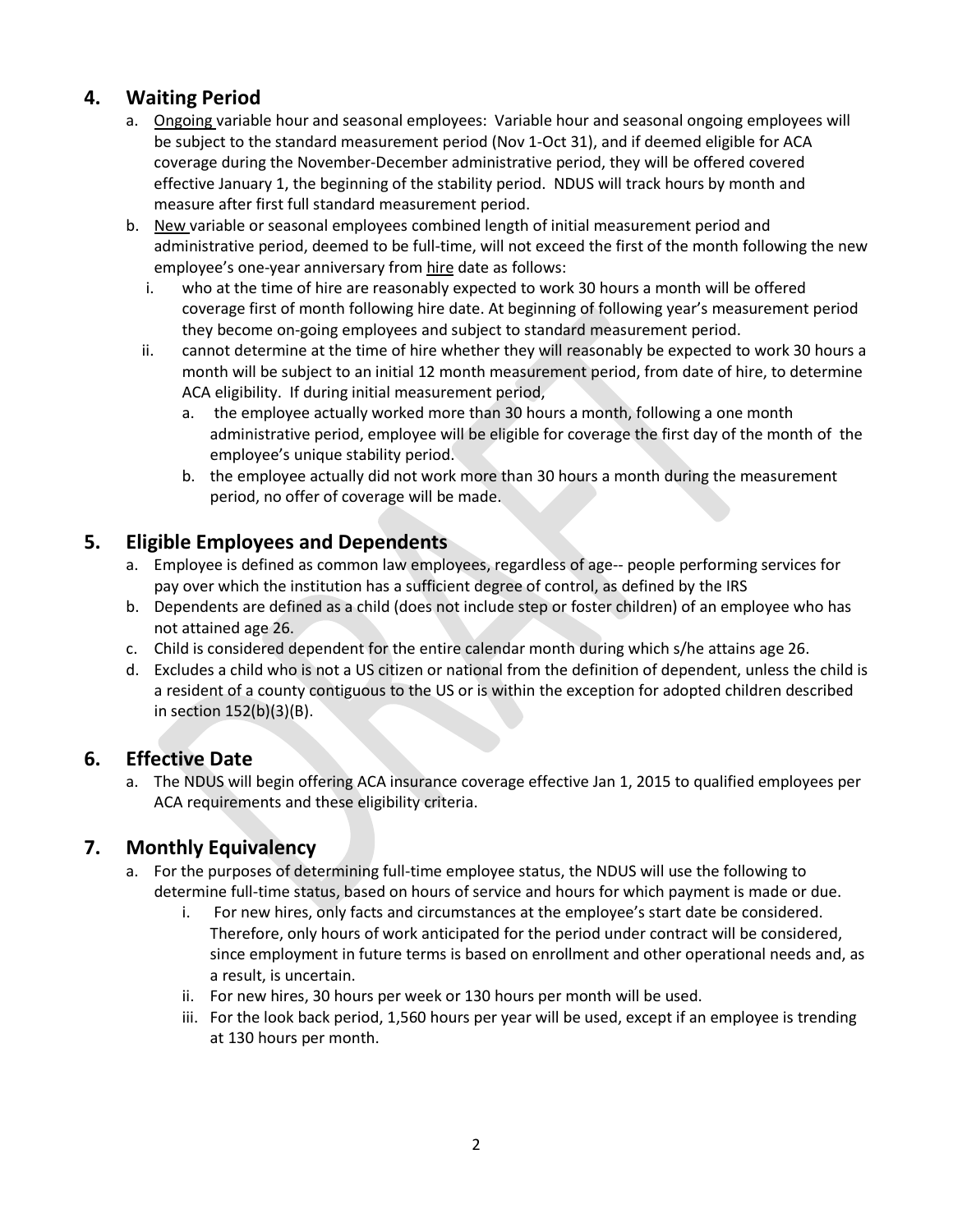## 4. Waiting Period

a. <u>Ongoing</u> variable hour and seasonal employees: Variable hour and seasonal ongoing employees will be subject to the standard measurement period (Nov 1-Oct 31), and if deemed eligible for ACA coverage during the November-December administrative period, they will be offered covered effective January 1, the beginning of the stability period. NDUS will track hours by month and measure after first full standard measurement period.

b. <u>New</u> variable or seasonal employees combined length of initial measurement period and administrative period, deemed to be full-time, will not exceed the first of the month following the new employee's one-year anniversary from <u>hire</u> date as follows:

   i. who at the time of hire are reasonably expected to work 30 hours a month will be offered coverage first of month following hire date. At beginning of following year's measurement period they become on-going employees and subject to standard measurement period.

   ii. cannot determine at the time of hire whether they will reasonably be expected to work 30 hours a month will be subject to an initial 12 month measurement period, from date of hire, to determine ACA eligibility. If during initial measurement period,

      a. the employee actually worked more than 30 hours a month, following a one month administrative period, employee will be eligible for coverage the first day of the month of the employee's unique stability period.

      b. the employee actually did not work more than 30 hours a month during the measurement period, no offer of coverage will be made.

## 5. Eligible Employees and Dependents

a. Employee is defined as common law employees, regardless of age-- people performing services for pay over which the institution has a sufficient degree of control, as defined by the IRS

b. Dependents are defined as a child (does not include step or foster children) of an employee who has not attained age 26.

c. Child is considered dependent for the entire calendar month during which s/he attains age 26.

d. Excludes a child who is not a US citizen or national from the definition of dependent, unless the child is a resident of a county contiguous to the US or is within the exception for adopted children described in section 152(b)(3)(B).

## 6. Effective Date

a. The NDUS will begin offering ACA insurance coverage effective Jan 1, 2015 to qualified employees per ACA requirements and these eligibility criteria.

## 7. Monthly Equivalency

a. For the purposes of determining full-time employee status, the NDUS will use the following to determine full-time status, based on hours of service and hours for which payment is made or due.

   i. For new hires, only facts and circumstances at the employee's start date be considered. Therefore, only hours of work anticipated for the period under contract will be considered, since employment in future terms is based on enrollment and other operational needs and, as a result, is uncertain.

   ii. For new hires, 30 hours per week or 130 hours per month will be used.

   iii. For the look back period, 1,560 hours per year will be used, except if an employee is trending at 130 hours per month.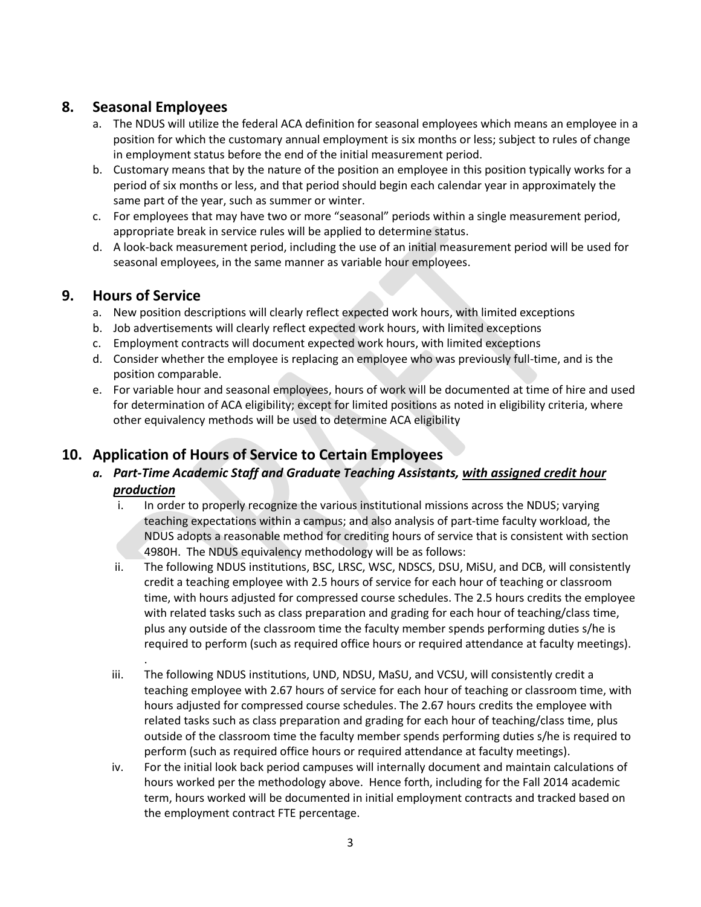## 8. Seasonal Employees

a. The NDUS will utilize the federal ACA definition for seasonal employees which means an employee in a position for which the customary annual employment is six months or less; subject to rules of change in employment status before the end of the initial measurement period.
b. Customary means that by the nature of the position an employee in this position typically works for a period of six months or less, and that period should begin each calendar year in approximately the same part of the year, such as summer or winter.
c. For employees that may have two or more "seasonal" periods within a single measurement period, appropriate break in service rules will be applied to determine status.
d. A look-back measurement period, including the use of an initial measurement period will be used for seasonal employees, in the same manner as variable hour employees.

## 9. Hours of Service

a. New position descriptions will clearly reflect expected work hours, with limited exceptions
b. Job advertisements will clearly reflect expected work hours, with limited exceptions
c. Employment contracts will document expected work hours, with limited exceptions
d. Consider whether the employee is replacing an employee who was previously full-time, and is the position comparable.
e. For variable hour and seasonal employees, hours of work will be documented at time of hire and used for determination of ACA eligibility; except for limited positions as noted in eligibility criteria, where other equivalency methods will be used to determine ACA eligibility

## 10. Application of Hours of Service to Certain Employees

### *a. Part-Time Academic Staff and Graduate Teaching Assistants, <u>with assigned credit hour production</u>*

i. In order to properly recognize the various institutional missions across the NDUS; varying teaching expectations within a campus; and also analysis of part-time faculty workload, the NDUS adopts a reasonable method for crediting hours of service that is consistent with section 4980H. The NDUS equivalency methodology will be as follows:

ii. The following NDUS institutions, BSC, LRSC, WSC, NDSCS, DSU, MiSU, and DCB, will consistently credit a teaching employee with 2.5 hours of service for each hour of teaching or classroom time, with hours adjusted for compressed course schedules. The 2.5 hours credits the employee with related tasks such as class preparation and grading for each hour of teaching/class time, plus any outside of the classroom time the faculty member spends performing duties s/he is required to perform (such as required office hours or required attendance at faculty meetings).
.

iii. The following NDUS institutions, UND, NDSU, MaSU, and VCSU, will consistently credit a teaching employee with 2.67 hours of service for each hour of teaching or classroom time, with hours adjusted for compressed course schedules. The 2.67 hours credits the employee with related tasks such as class preparation and grading for each hour of teaching/class time, plus outside of the classroom time the faculty member spends performing duties s/he is required to perform (such as required office hours or required attendance at faculty meetings).

iv. For the initial look back period campuses will internally document and maintain calculations of hours worked per the methodology above. Hence forth, including for the Fall 2014 academic term, hours worked will be documented in initial employment contracts and tracked based on the employment contract FTE percentage.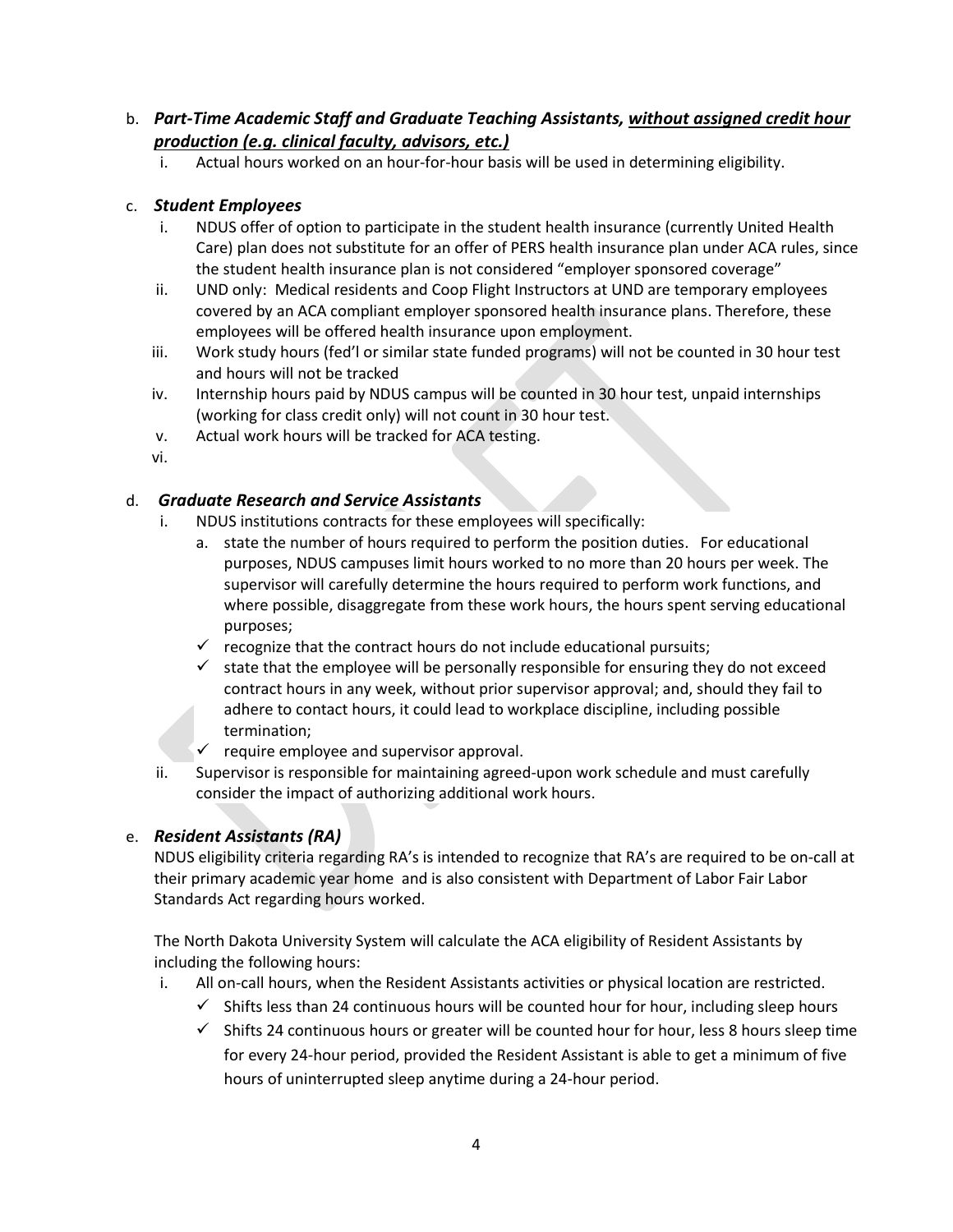b. ***Part-Time Academic Staff and Graduate Teaching Assistants, <u>without assigned credit hour production (e.g. clinical faculty, advisors, etc.)</u>***

   i. Actual hours worked on an hour-for-hour basis will be used in determining eligibility.

c. ***Student Employees***

   i. NDUS offer of option to participate in the student health insurance (currently United Health Care) plan does not substitute for an offer of PERS health insurance plan under ACA rules, since the student health insurance plan is not considered "employer sponsored coverage"

   ii. UND only: Medical residents and Coop Flight Instructors at UND are temporary employees covered by an ACA compliant employer sponsored health insurance plans. Therefore, these employees will be offered health insurance upon employment.

   iii. Work study hours (fed'l or similar state funded programs) will not be counted in 30 hour test and hours will not be tracked

   iv. Internship hours paid by NDUS campus will be counted in 30 hour test, unpaid internships (working for class credit only) will not count in 30 hour test.

   v. Actual work hours will be tracked for ACA testing.

   vi.

d. ***Graduate Research and Service Assistants***

   i. NDUS institutions contracts for these employees will specifically:

      a. state the number of hours required to perform the position duties. For educational purposes, NDUS campuses limit hours worked to no more than 20 hours per week. The supervisor will carefully determine the hours required to perform work functions, and where possible, disaggregate from these work hours, the hours spent serving educational purposes;

      ✓ recognize that the contract hours do not include educational pursuits;

      ✓ state that the employee will be personally responsible for ensuring they do not exceed contract hours in any week, without prior supervisor approval; and, should they fail to adhere to contact hours, it could lead to workplace discipline, including possible termination;

      ✓ require employee and supervisor approval.

   ii. Supervisor is responsible for maintaining agreed-upon work schedule and must carefully consider the impact of authorizing additional work hours.

e. ***Resident Assistants (RA)***

   NDUS eligibility criteria regarding RA's is intended to recognize that RA's are required to be on-call at their primary academic year home and is also consistent with Department of Labor Fair Labor Standards Act regarding hours worked.

   The North Dakota University System will calculate the ACA eligibility of Resident Assistants by including the following hours:

   i. All on-call hours, when the Resident Assistants activities or physical location are restricted.

      ✓ Shifts less than 24 continuous hours will be counted hour for hour, including sleep hours

      ✓ Shifts 24 continuous hours or greater will be counted hour for hour, less 8 hours sleep time for every 24-hour period, provided the Resident Assistant is able to get a minimum of five hours of uninterrupted sleep anytime during a 24-hour period.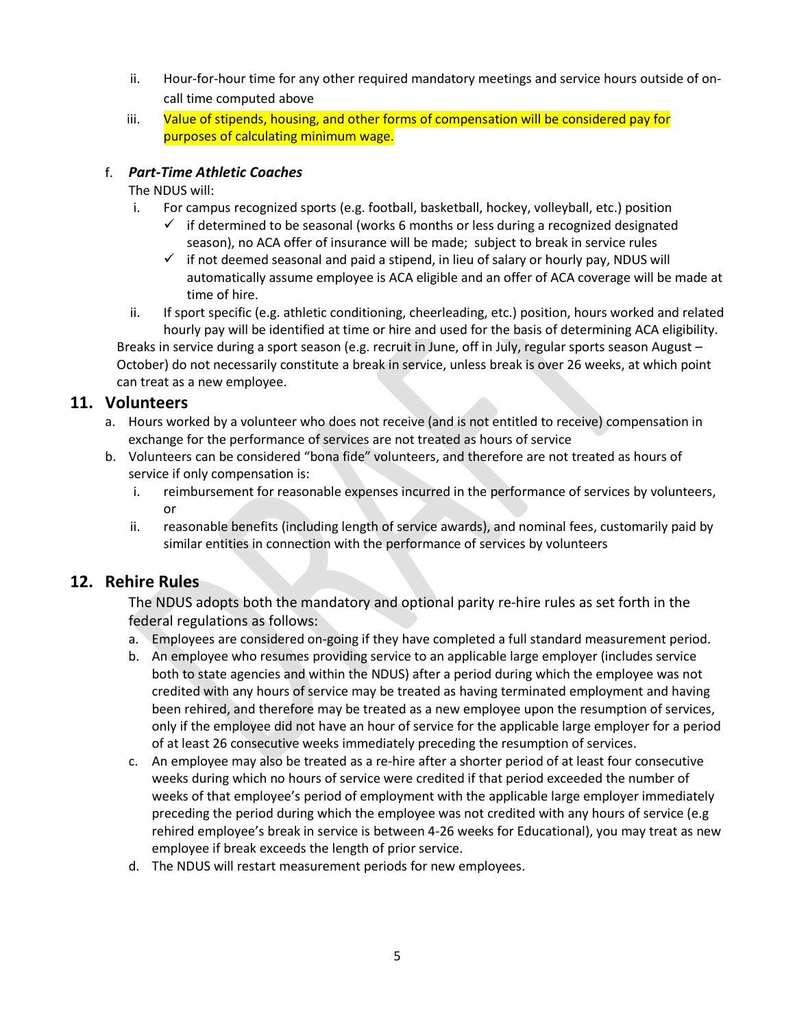ii. Hour-for-hour time for any other required mandatory meetings and service hours outside of on-call time computed above

iii. Value of stipends, housing, and other forms of compensation will be considered pay for purposes of calculating minimum wage.

f. ***Part-Time Athletic Coaches***

The NDUS will:

i. For campus recognized sports (e.g. football, basketball, hockey, volleyball, etc.) position
   - ✓ if determined to be seasonal (works 6 months or less during a recognized designated season), no ACA offer of insurance will be made; subject to break in service rules
   - ✓ if not deemed seasonal and paid a stipend, in lieu of salary or hourly pay, NDUS will automatically assume employee is ACA eligible and an offer of ACA coverage will be made at time of hire.

ii. If sport specific (e.g. athletic conditioning, cheerleading, etc.) position, hours worked and related hourly pay will be identified at time or hire and used for the basis of determining ACA eligibility.

Breaks in service during a sport season (e.g. recruit in June, off in July, regular sports season August – October) do not necessarily constitute a break in service, unless break is over 26 weeks, at which point can treat as a new employee.

## 11. Volunteers

a. Hours worked by a volunteer who does not receive (and is not entitled to receive) compensation in exchange for the performance of services are not treated as hours of service

b. Volunteers can be considered "bona fide" volunteers, and therefore are not treated as hours of service if only compensation is:

   i. reimbursement for reasonable expenses incurred in the performance of services by volunteers, or

   ii. reasonable benefits (including length of service awards), and nominal fees, customarily paid by similar entities in connection with the performance of services by volunteers

## 12. Rehire Rules

The NDUS adopts both the mandatory and optional parity re-hire rules as set forth in the federal regulations as follows:

a. Employees are considered on-going if they have completed a full standard measurement period.

b. An employee who resumes providing service to an applicable large employer (includes service both to state agencies and within the NDUS) after a period during which the employee was not credited with any hours of service may be treated as having terminated employment and having been rehired, and therefore may be treated as a new employee upon the resumption of services, only if the employee did not have an hour of service for the applicable large employer for a period of at least 26 consecutive weeks immediately preceding the resumption of services.

c. An employee may also be treated as a re-hire after a shorter period of at least four consecutive weeks during which no hours of service were credited if that period exceeded the number of weeks of that employee's period of employment with the applicable large employer immediately preceding the period during which the employee was not credited with any hours of service (e.g rehired employee's break in service is between 4-26 weeks for Educational), you may treat as new employee if break exceeds the length of prior service.

d. The NDUS will restart measurement periods for new employees.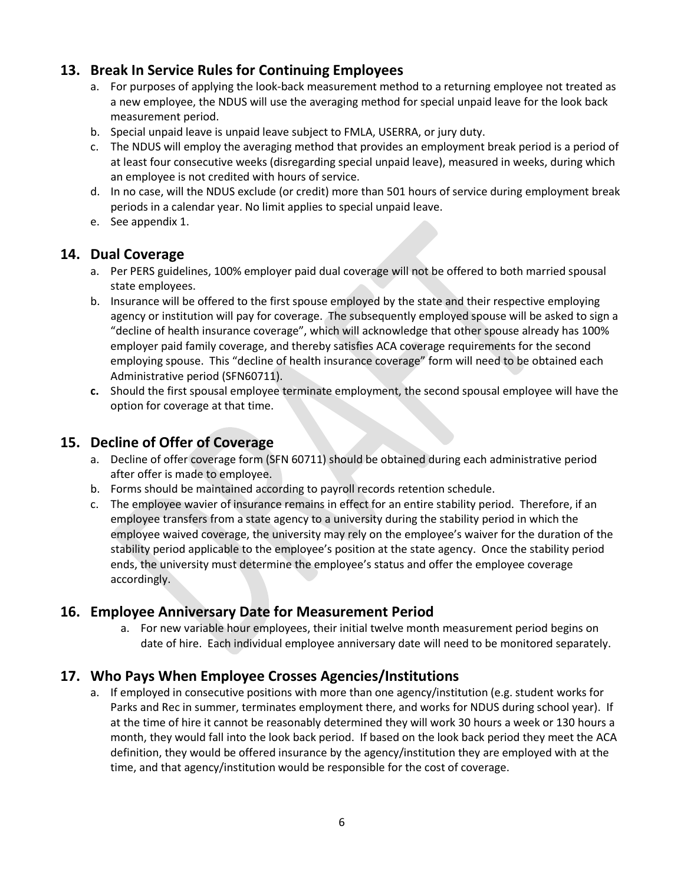## 13. Break In Service Rules for Continuing Employees

a. For purposes of applying the look-back measurement method to a returning employee not treated as a new employee, the NDUS will use the averaging method for special unpaid leave for the look back measurement period.
b. Special unpaid leave is unpaid leave subject to FMLA, USERRA, or jury duty.
c. The NDUS will employ the averaging method that provides an employment break period is a period of at least four consecutive weeks (disregarding special unpaid leave), measured in weeks, during which an employee is not credited with hours of service.
d. In no case, will the NDUS exclude (or credit) more than 501 hours of service during employment break periods in a calendar year. No limit applies to special unpaid leave.
e. See appendix 1.

## 14. Dual Coverage

a. Per PERS guidelines, 100% employer paid dual coverage will not be offered to both married spousal state employees.
b. Insurance will be offered to the first spouse employed by the state and their respective employing agency or institution will pay for coverage. The subsequently employed spouse will be asked to sign a "decline of health insurance coverage", which will acknowledge that other spouse already has 100% employer paid family coverage, and thereby satisfies ACA coverage requirements for the second employing spouse. This "decline of health insurance coverage" form will need to be obtained each Administrative period (SFN60711).
**c.** Should the first spousal employee terminate employment, the second spousal employee will have the option for coverage at that time.

## 15. Decline of Offer of Coverage

a. Decline of offer coverage form (SFN 60711) should be obtained during each administrative period after offer is made to employee.
b. Forms should be maintained according to payroll records retention schedule.
c. The employee wavier of insurance remains in effect for an entire stability period. Therefore, if an employee transfers from a state agency to a university during the stability period in which the employee waived coverage, the university may rely on the employee's waiver for the duration of the stability period applicable to the employee's position at the state agency. Once the stability period ends, the university must determine the employee's status and offer the employee coverage accordingly.

## 16. Employee Anniversary Date for Measurement Period

a. For new variable hour employees, their initial twelve month measurement period begins on date of hire. Each individual employee anniversary date will need to be monitored separately.

## 17. Who Pays When Employee Crosses Agencies/Institutions

a. If employed in consecutive positions with more than one agency/institution (e.g. student works for Parks and Rec in summer, terminates employment there, and works for NDUS during school year). If at the time of hire it cannot be reasonably determined they will work 30 hours a week or 130 hours a month, they would fall into the look back period. If based on the look back period they meet the ACA definition, they would be offered insurance by the agency/institution they are employed with at the time, and that agency/institution would be responsible for the cost of coverage.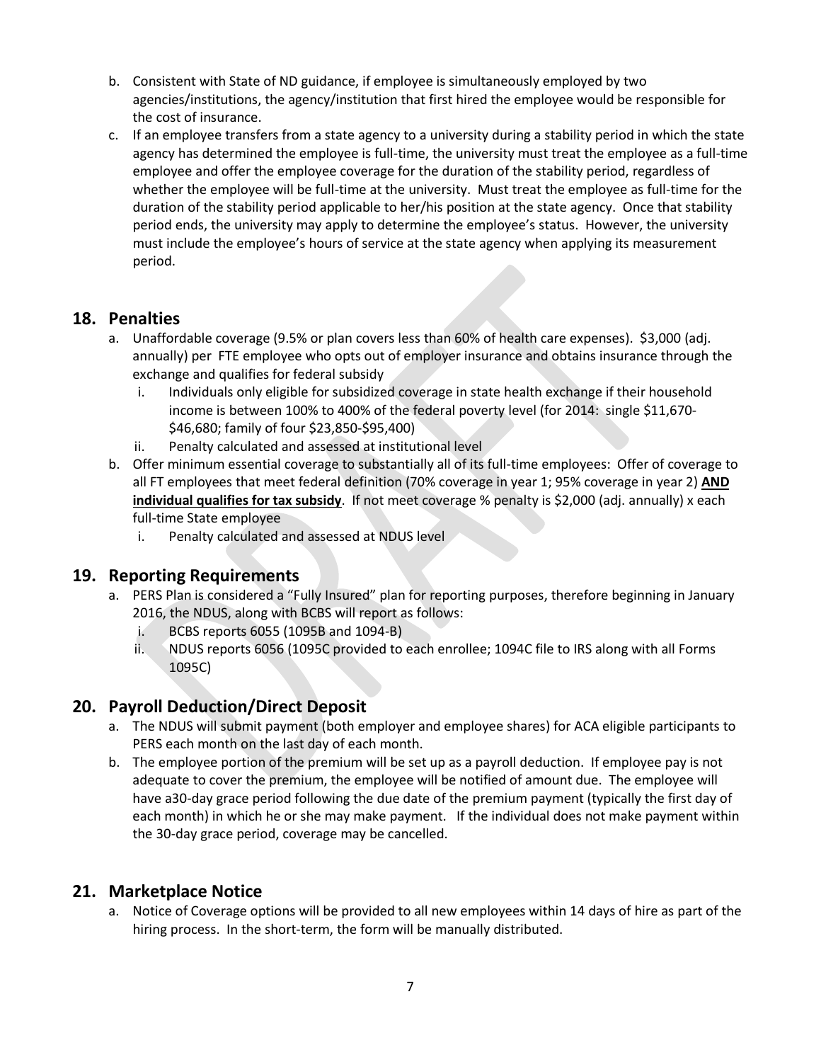b. Consistent with State of ND guidance, if employee is simultaneously employed by two agencies/institutions, the agency/institution that first hired the employee would be responsible for the cost of insurance.

c. If an employee transfers from a state agency to a university during a stability period in which the state agency has determined the employee is full-time, the university must treat the employee as a full-time employee and offer the employee coverage for the duration of the stability period, regardless of whether the employee will be full-time at the university. Must treat the employee as full-time for the duration of the stability period applicable to her/his position at the state agency. Once that stability period ends, the university may apply to determine the employee's status. However, the university must include the employee's hours of service at the state agency when applying its measurement period.

## 18. Penalties

a. Unaffordable coverage (9.5% or plan covers less than 60% of health care expenses). $3,000 (adj. annually) per FTE employee who opts out of employer insurance and obtains insurance through the exchange and qualifies for federal subsidy
   i. Individuals only eligible for subsidized coverage in state health exchange if their household income is between 100% to 400% of the federal poverty level (for 2014: single $11,670-$46,680; family of four $23,850-$95,400)
   ii. Penalty calculated and assessed at institutional level

b. Offer minimum essential coverage to substantially all of its full-time employees: Offer of coverage to all FT employees that meet federal definition (70% coverage in year 1; 95% coverage in year 2) **AND individual qualifies for tax subsidy**. If not meet coverage % penalty is $2,000 (adj. annually) x each full-time State employee
   i. Penalty calculated and assessed at NDUS level

## 19. Reporting Requirements

a. PERS Plan is considered a "Fully Insured" plan for reporting purposes, therefore beginning in January 2016, the NDUS, along with BCBS will report as follows:
   i. BCBS reports 6055 (1095B and 1094-B)
   ii. NDUS reports 6056 (1095C provided to each enrollee; 1094C file to IRS along with all Forms 1095C)

## 20. Payroll Deduction/Direct Deposit

a. The NDUS will submit payment (both employer and employee shares) for ACA eligible participants to PERS each month on the last day of each month.

b. The employee portion of the premium will be set up as a payroll deduction. If employee pay is not adequate to cover the premium, the employee will be notified of amount due. The employee will have a30-day grace period following the due date of the premium payment (typically the first day of each month) in which he or she may make payment. If the individual does not make payment within the 30-day grace period, coverage may be cancelled.

## 21. Marketplace Notice

a. Notice of Coverage options will be provided to all new employees within 14 days of hire as part of the hiring process. In the short-term, the form will be manually distributed.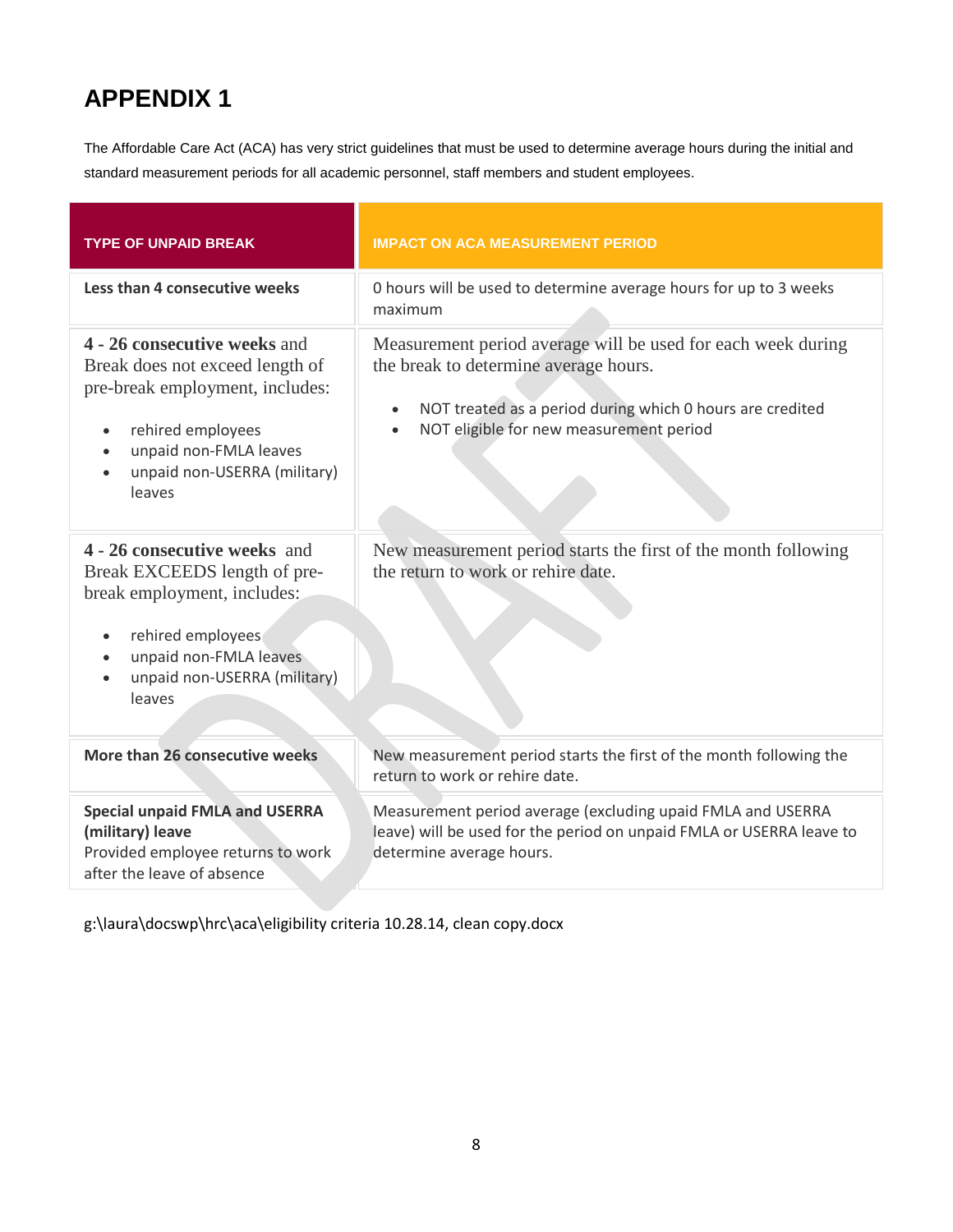# APPENDIX 1

The Affordable Care Act (ACA) has very strict guidelines that must be used to determine average hours during the initial and standard measurement periods for all academic personnel, staff members and student employees.

| TYPE OF UNPAID BREAK | IMPACT ON ACA MEASUREMENT PERIOD |
|---|---|
| **Less than 4 consecutive weeks** | 0 hours will be used to determine average hours for up to 3 weeks maximum |
| **4 - 26 consecutive weeks** and Break does not exceed length of pre-break employment, includes:<br>• rehired employees<br>• unpaid non-FMLA leaves<br>• unpaid non-USERRA (military) leaves | Measurement period average will be used for each week during the break to determine average hours.<br>• NOT treated as a period during which 0 hours are credited<br>• NOT eligible for new measurement period |
| **4 - 26 consecutive weeks** and Break EXCEEDS length of pre-break employment, includes:<br>• rehired employees<br>• unpaid non-FMLA leaves<br>• unpaid non-USERRA (military) leaves | New measurement period starts the first of the month following the return to work or rehire date. |
| **More than 26 consecutive weeks** | New measurement period starts the first of the month following the return to work or rehire date. |
| **Special unpaid FMLA and USERRA (military) leave**<br>Provided employee returns to work after the leave of absence | Measurement period average (excluding upaid FMLA and USERRA leave) will be used for the period on unpaid FMLA or USERRA leave to determine average hours. |

g:\laura\docswp\hrc\aca\eligibility criteria 10.28.14, clean copy.docx